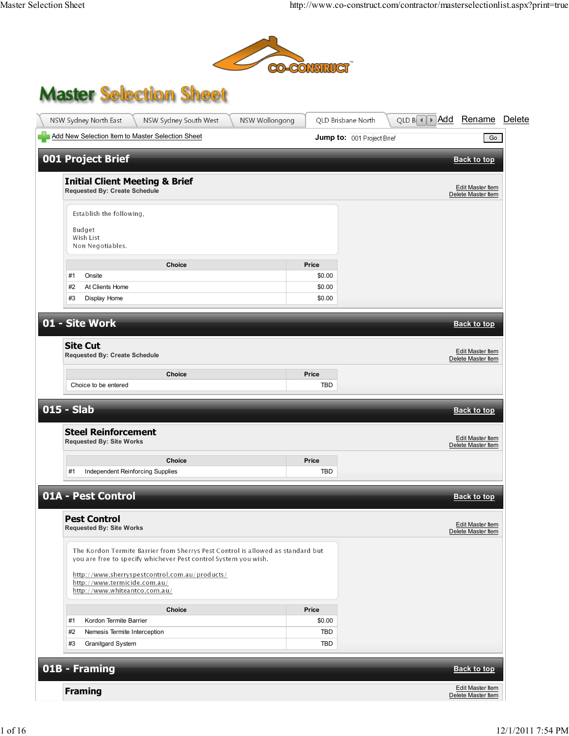# Master Selection Sheet

NSW Sydney North East | NSW Sydney South West | NSW Wollongong | QLD Brisbane North | QLD B | Add | Rename | Delete

Add New Selection Item to Master Selection Sheet

**Jump to:** 001 Project Brief Go

## 001 Project Brief

Back to top

### Initial Client Meeting & Brief

**Requested By: Create Schedule**

Edit Master Item
Delete Master Item

Establish the following,

Budget
Wish List
Non Negotiables.

| | Choice | Price |
|---|---|---|
| #1 | Onsite | $0.00 |
| #2 | At Clients Home | $0.00 |
| #3 | Display Home | $0.00 |

## 01 - Site Work

Back to top

### Site Cut

**Requested By: Create Schedule**

Edit Master Item
Delete Master Item

| Choice | Price |
|---|---|
| Choice to be entered | TBD |

## 015 - Slab

Back to top

### Steel Reinforcement

**Requested By: Site Works**

Edit Master Item
Delete Master Item

| | Choice | Price |
|---|---|---|
| #1 | Independent Reinforcing Supplies | TBD |

## 01A - Pest Control

Back to top

### Pest Control

**Requested By: Site Works**

Edit Master Item
Delete Master Item

The Kordon Termite Barrier from Sherrys Pest Control is allowed as standard but you are free to specify whichever Pest control System you wish.

http://www.sherryspestcontrol.com.au/products/
http://www.termicide.com.au/
http://www.whiteantco.com.au/

| | Choice | Price |
|---|---|---|
| #1 | Kordon Termite Barrier | $0.00 |
| #2 | Nemesis Termite Interception | TBD |
| #3 | Granitgard System | TBD |

## 01B - Framing

Back to top

### Framing

Edit Master Item
Delete Master Item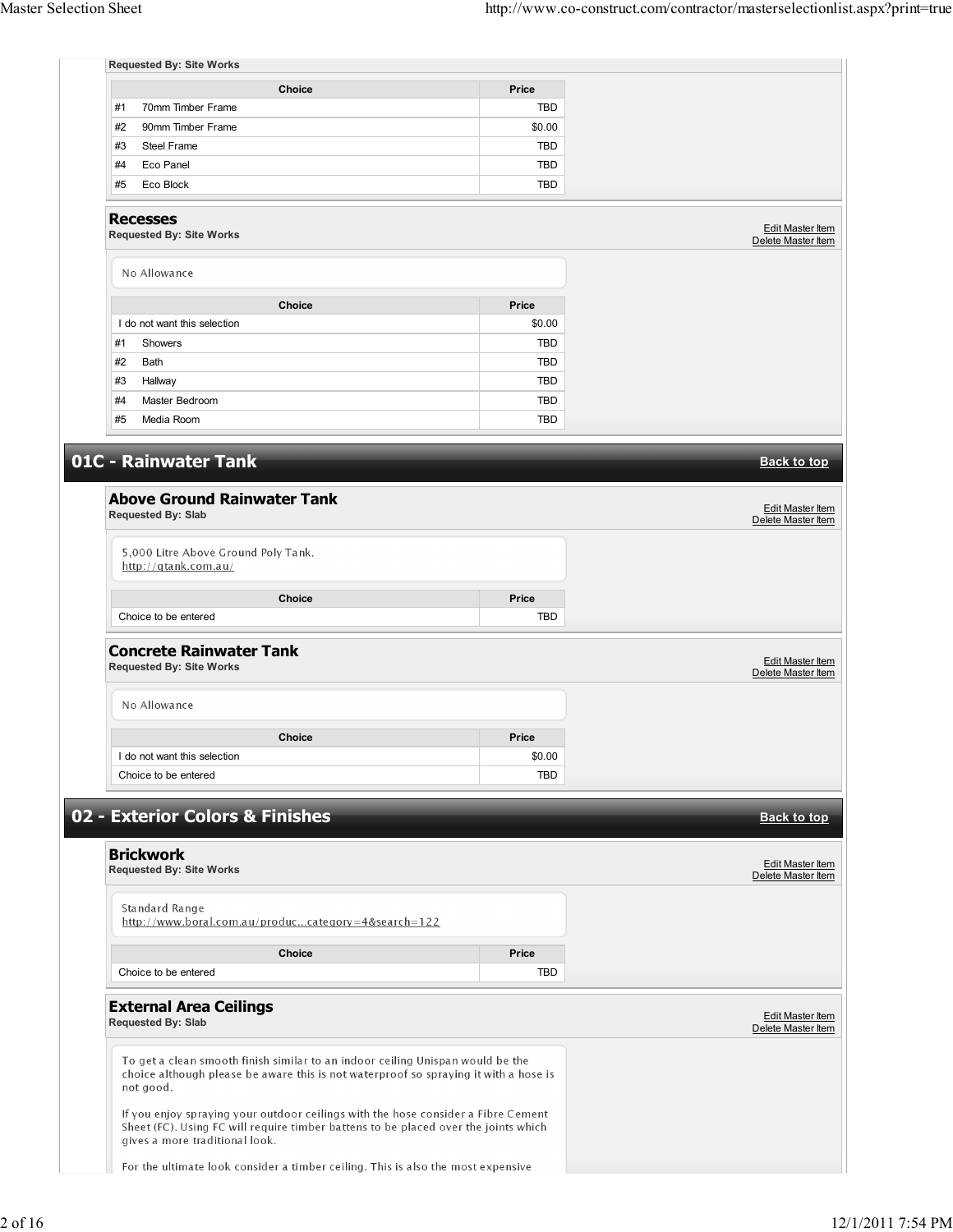**Requested By: Site Works**

| Choice | Price |
|---|---|
| #1 70mm Timber Frame | TBD |
| #2 90mm Timber Frame | $0.00 |
| #3 Steel Frame | TBD |
| #4 Eco Panel | TBD |
| #5 Eco Block | TBD |

### Recesses

**Requested By: Site Works**

Edit Master Item
Delete Master Item

No Allowance

| Choice | Price |
|---|---|
| I do not want this selection | $0.00 |
| #1 Showers | TBD |
| #2 Bath | TBD |
| #3 Hallway | TBD |
| #4 Master Bedroom | TBD |
| #5 Media Room | TBD |

## 01C - Rainwater Tank

Back to top

### Above Ground Rainwater Tank

**Requested By: Slab**

Edit Master Item
Delete Master Item

5,000 Litre Above Ground Poly Tank.
http://qtank.com.au/

| Choice | Price |
|---|---|
| Choice to be entered | TBD |

### Concrete Rainwater Tank

**Requested By: Site Works**

Edit Master Item
Delete Master Item

No Allowance

| Choice | Price |
|---|---|
| I do not want this selection | $0.00 |
| Choice to be entered | TBD |

## 02 - Exterior Colors & Finishes

Back to top

### Brickwork

**Requested By: Site Works**

Edit Master Item
Delete Master Item

Standard Range
http://www.boral.com.au/produc...category=4&search=122

| Choice | Price |
|---|---|
| Choice to be entered | TBD |

### External Area Ceilings

**Requested By: Slab**

Edit Master Item
Delete Master Item

To get a clean smooth finish similar to an indoor ceiling Unispan would be the choice although please be aware this is not waterproof so spraying it with a hose is not good.

If you enjoy spraying your outdoor ceilings with the hose consider a Fibre Cement Sheet (FC). Using FC will require timber battens to be placed over the joints which gives a more traditional look.

For the ultimate look consider a timber ceiling. This is also the most expensive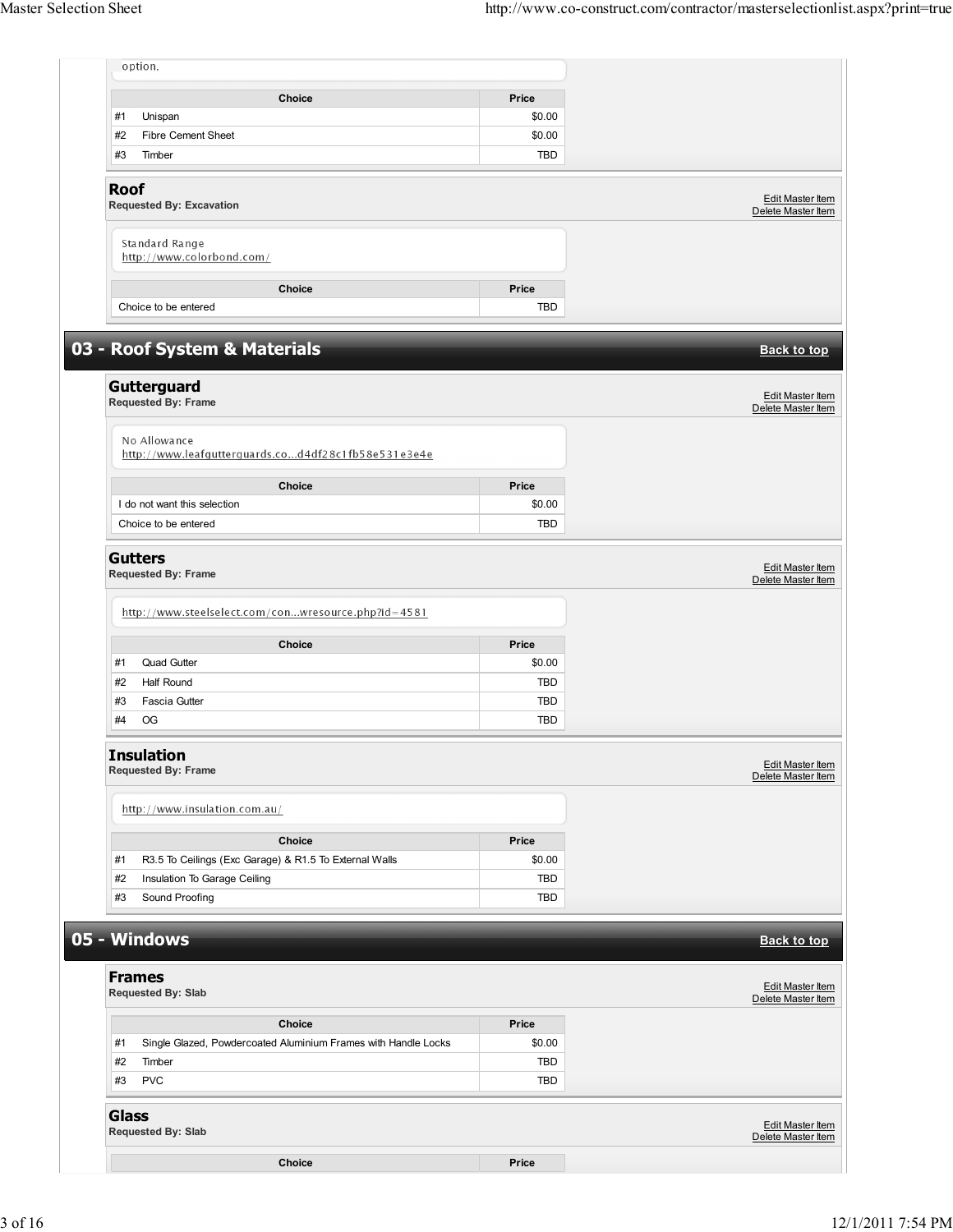option.

| | Choice | Price |
|---|---|---|
| #1 | Unispan | $0.00 |
| #2 | Fibre Cement Sheet | $0.00 |
| #3 | Timber | TBD |

### Roof
**Requested By: Excavation**

Edit Master Item
Delete Master Item

Standard Range
http://www.colorbond.com/

| Choice | Price |
|---|---|
| Choice to be entered | TBD |

## 03 - Roof System & Materials

Back to top

### Gutterguard
**Requested By: Frame**

Edit Master Item
Delete Master Item

No Allowance
http://www.leafgutterguards.co...d4df28c1fb58e531e3e4e

| Choice | Price |
|---|---|
| I do not want this selection | $0.00 |
| Choice to be entered | TBD |

### Gutters
**Requested By: Frame**

Edit Master Item
Delete Master Item

http://www.steelselect.com/con...wresource.php?id=4581

| | Choice | Price |
|---|---|---|
| #1 | Quad Gutter | $0.00 |
| #2 | Half Round | TBD |
| #3 | Fascia Gutter | TBD |
| #4 | OG | TBD |

### Insulation
**Requested By: Frame**

Edit Master Item
Delete Master Item

http://www.insulation.com.au/

| | Choice | Price |
|---|---|---|
| #1 | R3.5 To Ceilings (Exc Garage) & R1.5 To External Walls | $0.00 |
| #2 | Insulation To Garage Ceiling | TBD |
| #3 | Sound Proofing | TBD |

## 05 - Windows

Back to top

### Frames
**Requested By: Slab**

Edit Master Item
Delete Master Item

| | Choice | Price |
|---|---|---|
| #1 | Single Glazed, Powdercoated Aluminium Frames with Handle Locks | $0.00 |
| #2 | Timber | TBD |
| #3 | PVC | TBD |

### Glass
**Requested By: Slab**

Edit Master Item
Delete Master Item

| Choice | Price |
|---|---|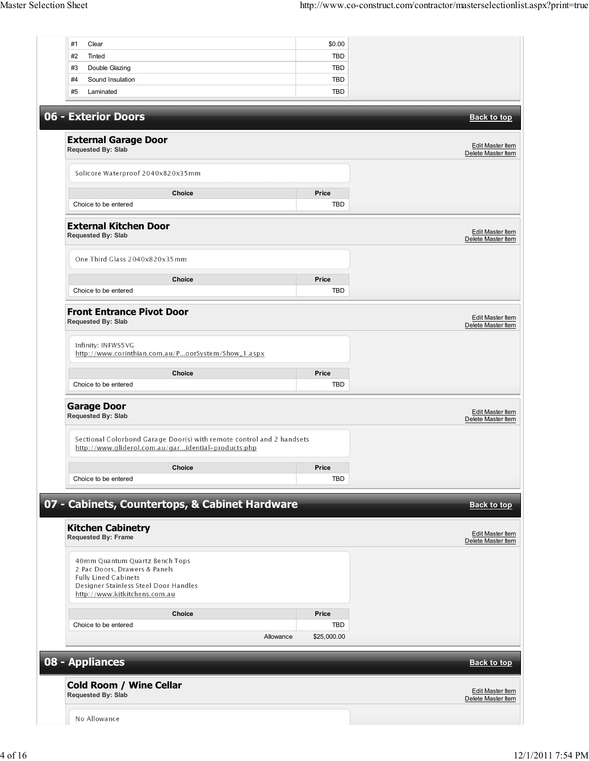| # | Choice | Price |
|---|---|---|
| #1 | Clear | $0.00 |
| #2 | Tinted | TBD |
| #3 | Double Glazing | TBD |
| #4 | Sound Insulation | TBD |
| #5 | Laminated | TBD |

## 06 - Exterior Doors

Back to top

### External Garage Door

**Requested By: Slab**

Edit Master Item
Delete Master Item

Solicore Waterproof 2040x820x35mm

| Choice | Price |
|---|---|
| Choice to be entered | TBD |

### External Kitchen Door

**Requested By: Slab**

Edit Master Item
Delete Master Item

One Third Glass 2040x820x35mm

| Choice | Price |
|---|---|
| Choice to be entered | TBD |

### Front Entrance Pivot Door

**Requested By: Slab**

Edit Master Item
Delete Master Item

Infinity: INFWS5VG
http://www.corinthian.com.au/P...oorSystem/Show_1.aspx

| Choice | Price |
|---|---|
| Choice to be entered | TBD |

### Garage Door

**Requested By: Slab**

Edit Master Item
Delete Master Item

Sectional Colorbond Garage Door(s) with remote control and 2 handsets
http://www.gliderol.com.au/gar...idential-products.php

| Choice | Price |
|---|---|
| Choice to be entered | TBD |

## 07 - Cabinets, Countertops, & Cabinet Hardware

Back to top

### Kitchen Cabinetry

**Requested By: Frame**

Edit Master Item
Delete Master Item

40mm Quantum Quartz Bench Tops
2 Pac Doors, Drawers & Panels
Fully Lined Cabinets
Designer Stainless Steel Door Handles
http://www.kitkitchens.com.au

| Choice | Price |
|---|---|
| Choice to be entered | TBD |
| Allowance | $25,000.00 |

## 08 - Appliances

Back to top

### Cold Room / Wine Cellar

**Requested By: Slab**

Edit Master Item
Delete Master Item

No Allowance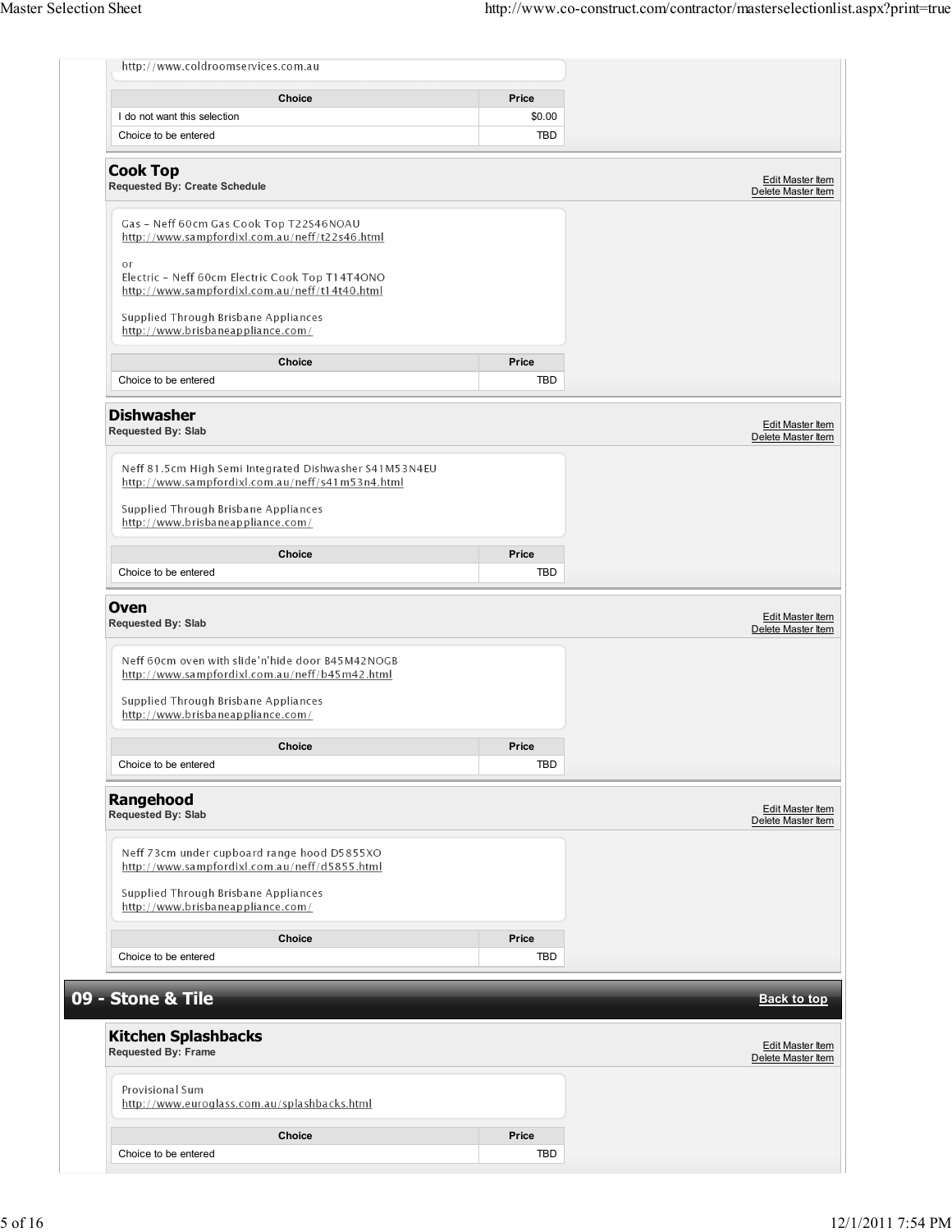http://www.coldroomservices.com.au

| Choice | Price |
|---|---|
| I do not want this selection | $0.00 |
| Choice to be entered | TBD |

### Cook Top

**Requested By: Create Schedule**

Edit Master Item
Delete Master Item

Gas - Neff 60cm Gas Cook Top T22S46NOAU
http://www.sampfordixl.com.au/neff/t22s46.html

or

Electric - Neff 60cm Electric Cook Top T14T4ONO
http://www.sampfordixl.com.au/neff/t14t40.html

Supplied Through Brisbane Appliances
http://www.brisbaneappliance.com/

| Choice | Price |
|---|---|
| Choice to be entered | TBD |

### Dishwasher

**Requested By: Slab**

Edit Master Item
Delete Master Item

Neff 81.5cm High Semi Integrated Dishwasher S41M53N4EU
http://www.sampfordixl.com.au/neff/s41m53n4.html

Supplied Through Brisbane Appliances
http://www.brisbaneappliance.com/

| Choice | Price |
|---|---|
| Choice to be entered | TBD |

### Oven

**Requested By: Slab**

Edit Master Item
Delete Master Item

Neff 60cm oven with slide'n'hide door B45M42NOGB
http://www.sampfordixl.com.au/neff/b45m42.html

Supplied Through Brisbane Appliances
http://www.brisbaneappliance.com/

| Choice | Price |
|---|---|
| Choice to be entered | TBD |

### Rangehood

**Requested By: Slab**

Edit Master Item
Delete Master Item

Neff 73cm under cupboard range hood D5855XO
http://www.sampfordixl.com.au/neff/d5855.html

Supplied Through Brisbane Appliances
http://www.brisbaneappliance.com/

| Choice | Price |
|---|---|
| Choice to be entered | TBD |

## 09 - Stone & Tile

Back to top

### Kitchen Splashbacks

**Requested By: Frame**

Edit Master Item
Delete Master Item

Provisional Sum
http://www.euroglass.com.au/splashbacks.html

| Choice | Price |
|---|---|
| Choice to be entered | TBD |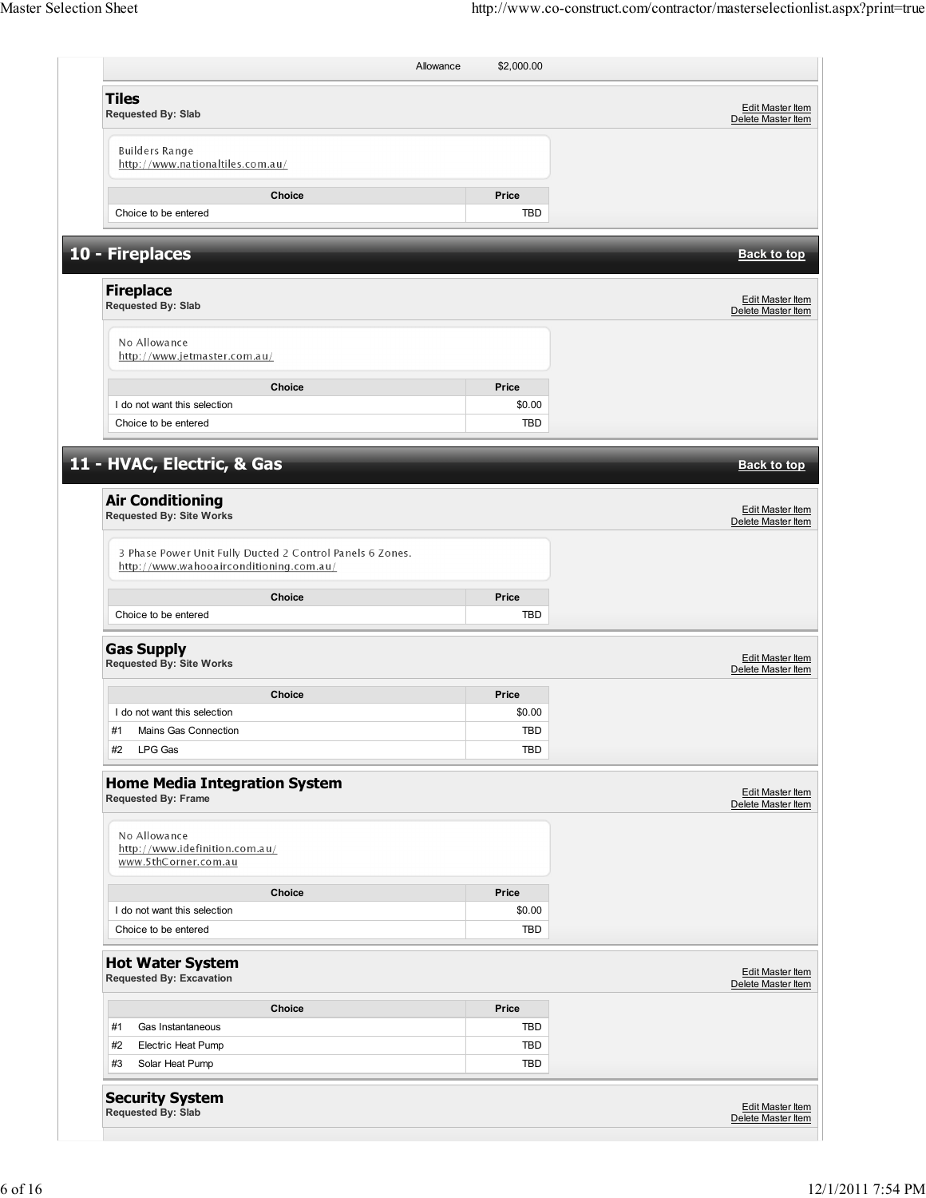| | Allowance | $2,000.00 |
|---|---|---|

### Tiles
**Requested By: Slab**

Edit Master Item
Delete Master Item

Builders Range
http://www.nationaltiles.com.au/

| Choice | Price |
|---|---|
| Choice to be entered | TBD |

## 10 - Fireplaces

Back to top

### Fireplace
**Requested By: Slab**

Edit Master Item
Delete Master Item

No Allowance
http://www.jetmaster.com.au/

| Choice | Price |
|---|---|
| I do not want this selection | $0.00 |
| Choice to be entered | TBD |

## 11 - HVAC, Electric, & Gas

Back to top

### Air Conditioning
**Requested By: Site Works**

Edit Master Item
Delete Master Item

3 Phase Power Unit Fully Ducted 2 Control Panels 6 Zones.
http://www.wahooairconditioning.com.au/

| Choice | Price |
|---|---|
| Choice to be entered | TBD |

### Gas Supply
**Requested By: Site Works**

Edit Master Item
Delete Master Item

| Choice | Price |
|---|---|
| I do not want this selection | $0.00 |
| #1 Mains Gas Connection | TBD |
| #2 LPG Gas | TBD |

### Home Media Integration System
**Requested By: Frame**

Edit Master Item
Delete Master Item

No Allowance
http://www.idefinition.com.au/
www.5thCorner.com.au

| Choice | Price |
|---|---|
| I do not want this selection | $0.00 |
| Choice to be entered | TBD |

### Hot Water System
**Requested By: Excavation**

Edit Master Item
Delete Master Item

| Choice | Price |
|---|---|
| #1 Gas Instantaneous | TBD |
| #2 Electric Heat Pump | TBD |
| #3 Solar Heat Pump | TBD |

### Security System
**Requested By: Slab**

Edit Master Item
Delete Master Item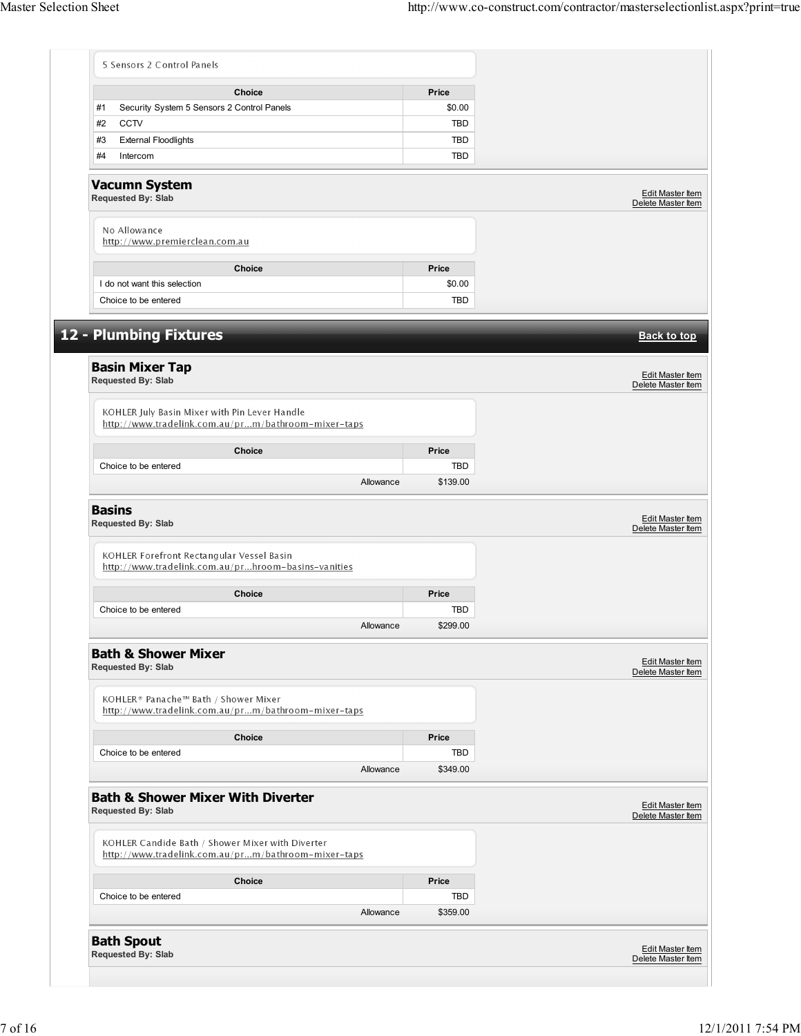5 Sensors 2 Control Panels

| | Choice | Price |
|---|---|---|
| #1 | Security System 5 Sensors 2 Control Panels | $0.00 |
| #2 | CCTV | TBD |
| #3 | External Floodlights | TBD |
| #4 | Intercom | TBD |

### Vacumn System

**Requested By: Slab**

Edit Master Item
Delete Master Item

No Allowance
http://www.premierclean.com.au

| Choice | Price |
|---|---|
| I do not want this selection | $0.00 |
| Choice to be entered | TBD |

## 12 - Plumbing Fixtures

Back to top

### Basin Mixer Tap

**Requested By: Slab**

Edit Master Item
Delete Master Item

KOHLER July Basin Mixer with Pin Lever Handle
http://www.tradelink.com.au/pr...m/bathroom-mixer-taps

| Choice | Price |
|---|---|
| Choice to be entered | TBD |
| Allowance | $139.00 |

### Basins

**Requested By: Slab**

Edit Master Item
Delete Master Item

KOHLER Forefront Rectangular Vessel Basin
http://www.tradelink.com.au/pr...hroom-basins-vanities

| Choice | Price |
|---|---|
| Choice to be entered | TBD |
| Allowance | $299.00 |

### Bath & Shower Mixer

**Requested By: Slab**

Edit Master Item
Delete Master Item

KOHLER® Panache™ Bath / Shower Mixer
http://www.tradelink.com.au/pr...m/bathroom-mixer-taps

| Choice | Price |
|---|---|
| Choice to be entered | TBD |
| Allowance | $349.00 |

### Bath & Shower Mixer With Diverter

**Requested By: Slab**

Edit Master Item
Delete Master Item

KOHLER Candide Bath / Shower Mixer with Diverter
http://www.tradelink.com.au/pr...m/bathroom-mixer-taps

| Choice | Price |
|---|---|
| Choice to be entered | TBD |
| Allowance | $359.00 |

### Bath Spout

**Requested By: Slab**

Edit Master Item
Delete Master Item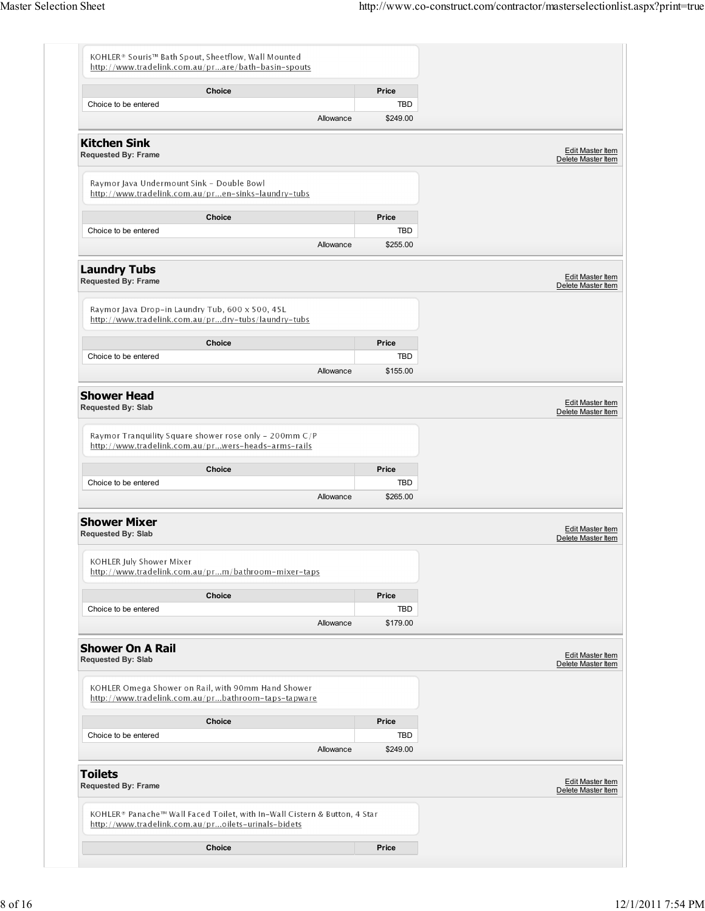KOHLER® Souris™ Bath Spout, Sheetflow, Wall Mounted
http://www.tradelink.com.au/pr...are/bath-basin-spouts

| Choice | Price |
|---|---|
| Choice to be entered | TBD |
| Allowance | $249.00 |

## Kitchen Sink

**Requested By: Frame**

Edit Master Item
Delete Master Item

Raymor Java Undermount Sink - Double Bowl
http://www.tradelink.com.au/pr...en-sinks-laundry-tubs

| Choice | Price |
|---|---|
| Choice to be entered | TBD |
| Allowance | $255.00 |

## Laundry Tubs

**Requested By: Frame**

Edit Master Item
Delete Master Item

Raymor Java Drop-in Laundry Tub, 600 x 500, 45L
http://www.tradelink.com.au/pr...dry-tubs/laundry-tubs

| Choice | Price |
|---|---|
| Choice to be entered | TBD |
| Allowance | $155.00 |

## Shower Head

**Requested By: Slab**

Edit Master Item
Delete Master Item

Raymor Tranquility Square shower rose only - 200mm C/P
http://www.tradelink.com.au/pr...wers-heads-arms-rails

| Choice | Price |
|---|---|
| Choice to be entered | TBD |
| Allowance | $265.00 |

## Shower Mixer

**Requested By: Slab**

Edit Master Item
Delete Master Item

KOHLER July Shower Mixer
http://www.tradelink.com.au/pr...m/bathroom-mixer-taps

| Choice | Price |
|---|---|
| Choice to be entered | TBD |
| Allowance | $179.00 |

## Shower On A Rail

**Requested By: Slab**

Edit Master Item
Delete Master Item

KOHLER Omega Shower on Rail, with 90mm Hand Shower
http://www.tradelink.com.au/pr...bathroom-taps-tapware

| Choice | Price |
|---|---|
| Choice to be entered | TBD |
| Allowance | $249.00 |

## Toilets

**Requested By: Frame**

Edit Master Item
Delete Master Item

KOHLER® Panache™ Wall Faced Toilet, with In-Wall Cistern & Button, 4 Star
http://www.tradelink.com.au/pr...oilets-urinals-bidets

| Choice | Price |
|---|---|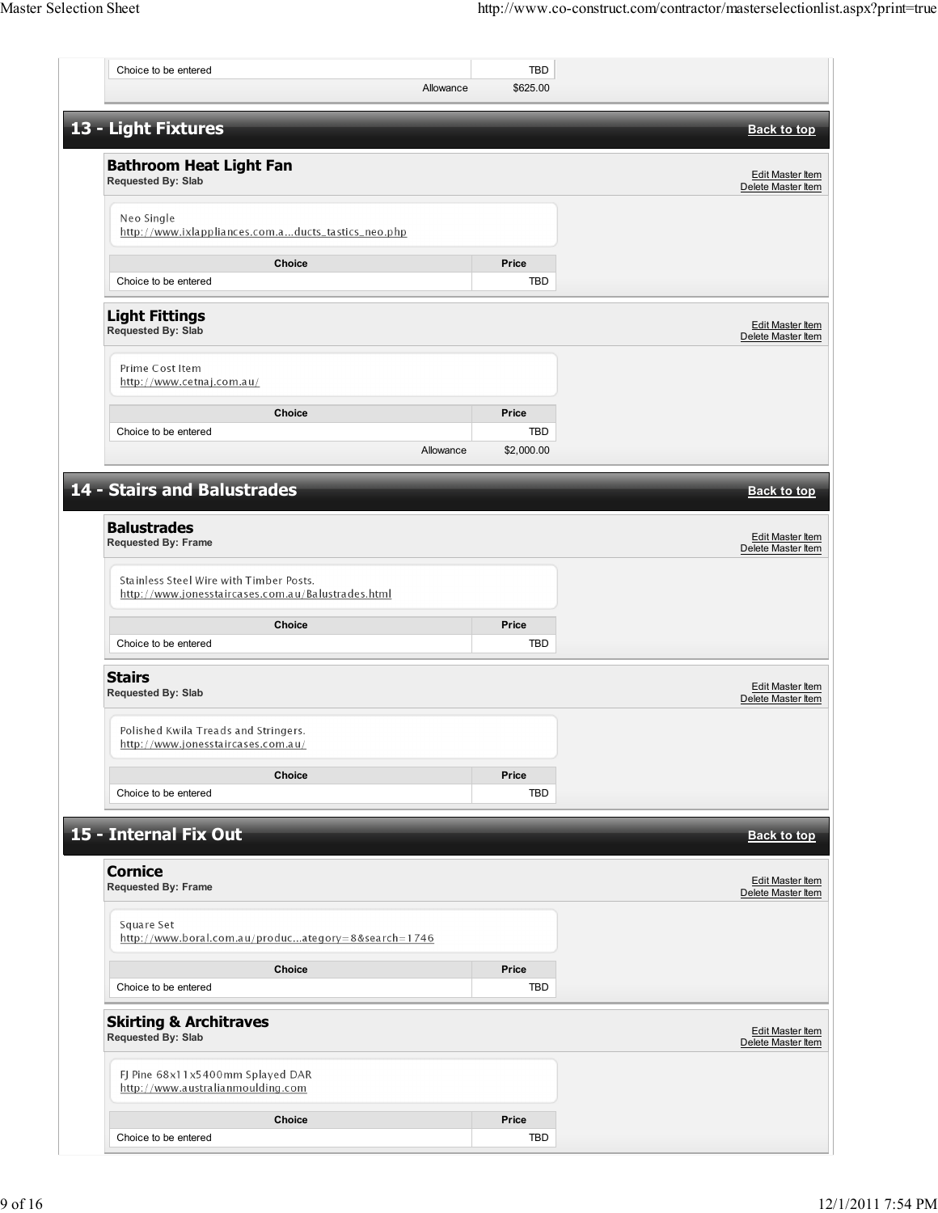| Choice | Price |
|---|---|
| Choice to be entered | TBD |
| Allowance | $625.00 |

## 13 - Light Fixtures

Back to top

### Bathroom Heat Light Fan

**Requested By: Slab**

Edit Master Item
Delete Master Item

Neo Single
http://www.ixlappliances.com.a...ducts_tastics_neo.php

| Choice | Price |
|---|---|
| Choice to be entered | TBD |

### Light Fittings

**Requested By: Slab**

Edit Master Item
Delete Master Item

Prime Cost Item
http://www.cetnaj.com.au/

| Choice | Price |
|---|---|
| Choice to be entered | TBD |
| Allowance | $2,000.00 |

## 14 - Stairs and Balustrades

Back to top

### Balustrades

**Requested By: Frame**

Edit Master Item
Delete Master Item

Stainless Steel Wire with Timber Posts.
http://www.jonesstaircases.com.au/Balustrades.html

| Choice | Price |
|---|---|
| Choice to be entered | TBD |

### Stairs

**Requested By: Slab**

Edit Master Item
Delete Master Item

Polished Kwila Treads and Stringers.
http://www.jonesstaircases.com.au/

| Choice | Price |
|---|---|
| Choice to be entered | TBD |

## 15 - Internal Fix Out

Back to top

### Cornice

**Requested By: Frame**

Edit Master Item
Delete Master Item

Square Set
http://www.boral.com.au/produc...ategory=8&search=1746

| Choice | Price |
|---|---|
| Choice to be entered | TBD |

### Skirting & Architraves

**Requested By: Slab**

Edit Master Item
Delete Master Item

FJ Pine 68x11x5400mm Splayed DAR
http://www.australianmoulding.com

| Choice | Price |
|---|---|
| Choice to be entered | TBD |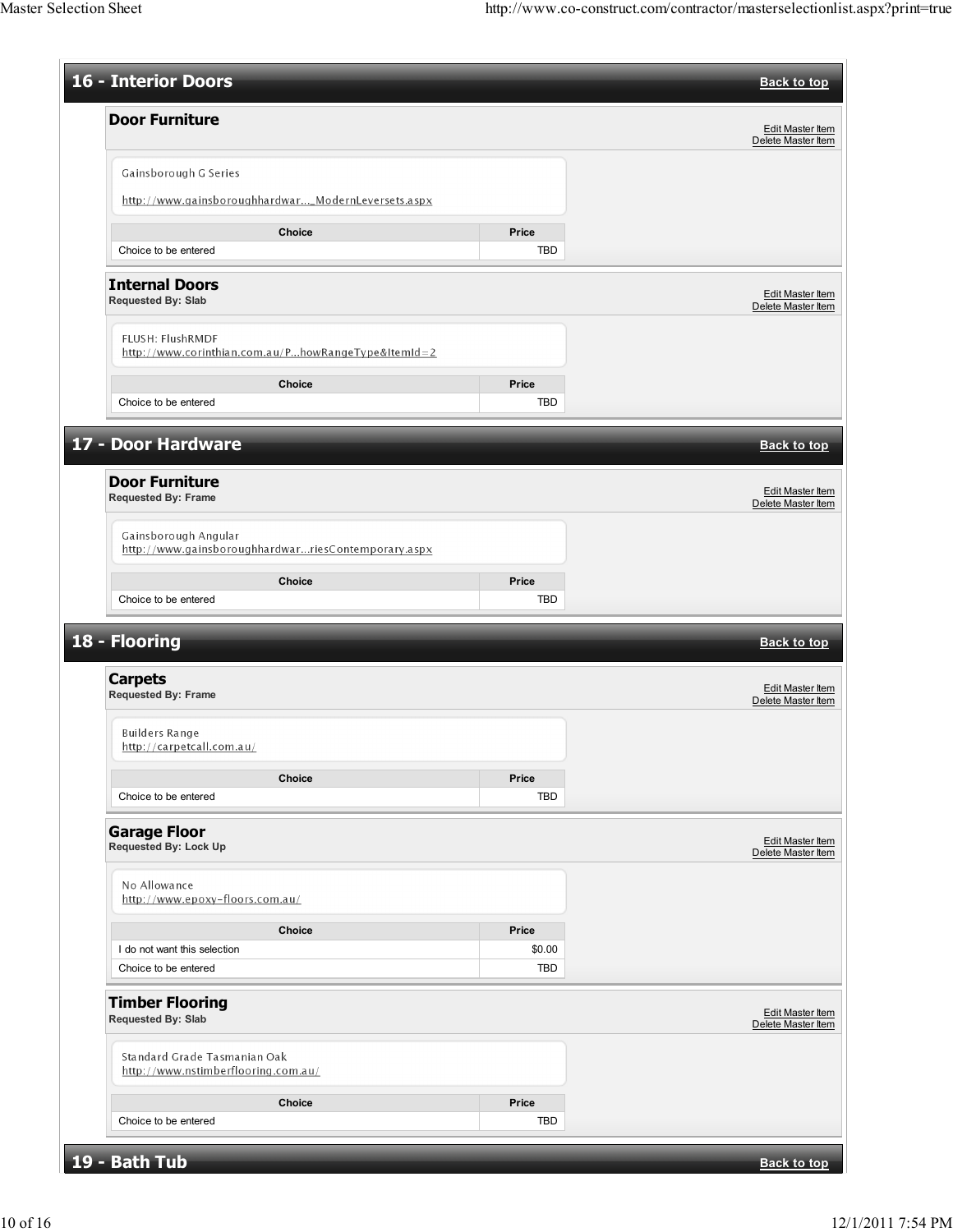## 16 - Interior Doors

Back to top

### Door Furniture

Edit Master Item
Delete Master Item

Gainsborough G Series

http://www.gainsboroughhardwar..._ModernLeversets.aspx

| Choice | Price |
|---|---|
| Choice to be entered | TBD |

### Internal Doors

**Requested By: Slab**

Edit Master Item
Delete Master Item

FLUSH: FlushRMDF
http://www.corinthian.com.au/P...howRangeType&ItemId=2

| Choice | Price |
|---|---|
| Choice to be entered | TBD |

## 17 - Door Hardware

Back to top

### Door Furniture

**Requested By: Frame**

Edit Master Item
Delete Master Item

Gainsborough Angular
http://www.gainsboroughhardwar...riesContemporary.aspx

| Choice | Price |
|---|---|
| Choice to be entered | TBD |

## 18 - Flooring

Back to top

### Carpets

**Requested By: Frame**

Edit Master Item
Delete Master Item

Builders Range
http://carpetcall.com.au/

| Choice | Price |
|---|---|
| Choice to be entered | TBD |

### Garage Floor

**Requested By: Lock Up**

Edit Master Item
Delete Master Item

No Allowance
http://www.epoxy-floors.com.au/

| Choice | Price |
|---|---|
| I do not want this selection | $0.00 |
| Choice to be entered | TBD |

### Timber Flooring

**Requested By: Slab**

Edit Master Item
Delete Master Item

Standard Grade Tasmanian Oak
http://www.nstimberflooring.com.au/

| Choice | Price |
|---|---|
| Choice to be entered | TBD |

## 19 - Bath Tub

Back to top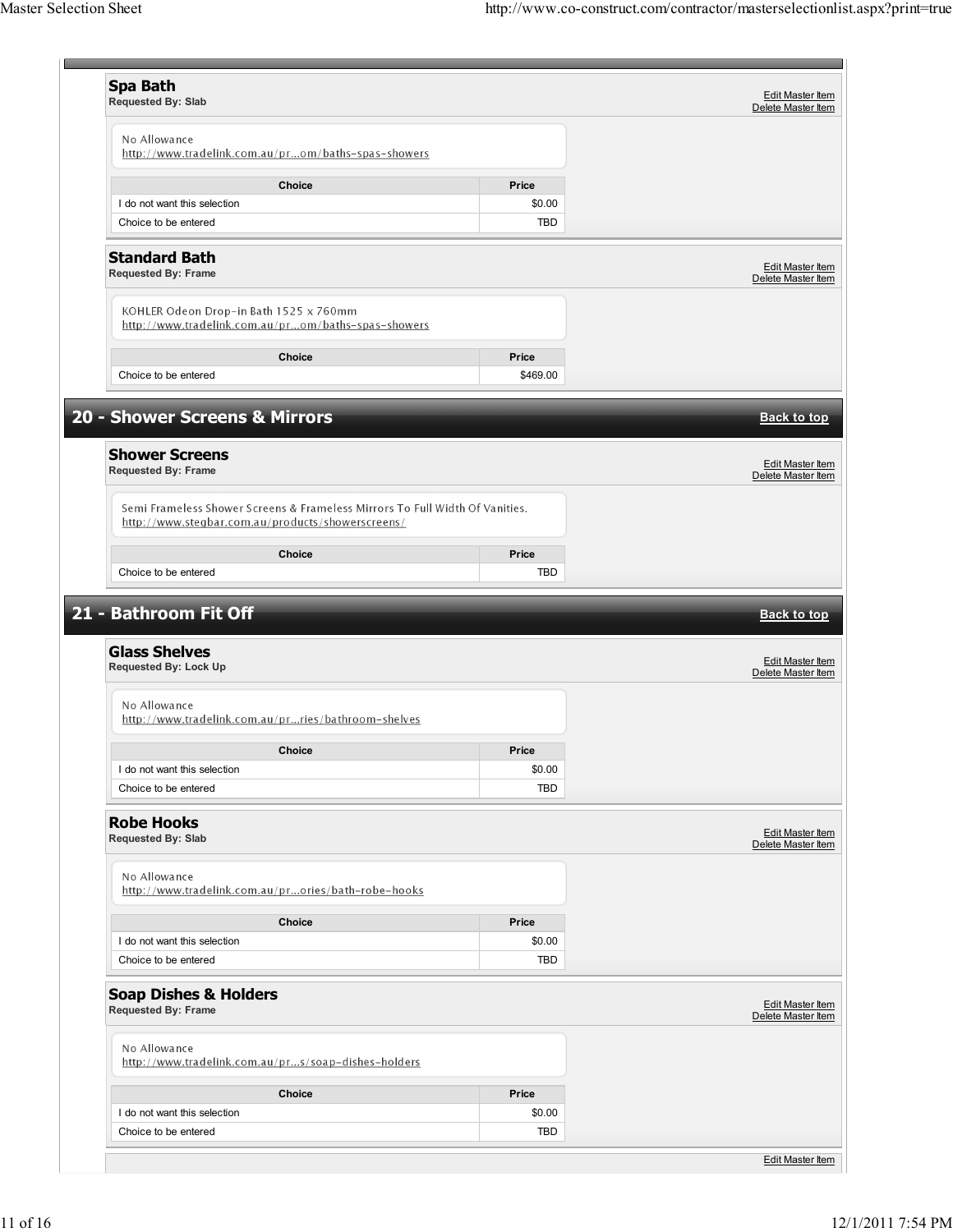### Spa Bath

**Requested By: Slab**

Edit Master Item
Delete Master Item

No Allowance
http://www.tradelink.com.au/pr...om/baths-spas-showers

| Choice | Price |
| --- | --- |
| I do not want this selection | $0.00 |
| Choice to be entered | TBD |

### Standard Bath

**Requested By: Frame**

Edit Master Item
Delete Master Item

KOHLER Odeon Drop-in Bath 1525 x 760mm
http://www.tradelink.com.au/pr...om/baths-spas-showers

| Choice | Price |
| --- | --- |
| Choice to be entered | $469.00 |

## 20 - Shower Screens & Mirrors

Back to top

### Shower Screens

**Requested By: Frame**

Edit Master Item
Delete Master Item

Semi Frameless Shower Screens & Frameless Mirrors To Full Width Of Vanities.
http://www.stegbar.com.au/products/showerscreens/

| Choice | Price |
| --- | --- |
| Choice to be entered | TBD |

## 21 - Bathroom Fit Off

Back to top

### Glass Shelves

**Requested By: Lock Up**

Edit Master Item
Delete Master Item

No Allowance
http://www.tradelink.com.au/pr...ries/bathroom-shelves

| Choice | Price |
| --- | --- |
| I do not want this selection | $0.00 |
| Choice to be entered | TBD |

### Robe Hooks

**Requested By: Slab**

Edit Master Item
Delete Master Item

No Allowance
http://www.tradelink.com.au/pr...ories/bath-robe-hooks

| Choice | Price |
| --- | --- |
| I do not want this selection | $0.00 |
| Choice to be entered | TBD |

### Soap Dishes & Holders

**Requested By: Frame**

Edit Master Item
Delete Master Item

No Allowance
http://www.tradelink.com.au/pr...s/soap-dishes-holders

| Choice | Price |
| --- | --- |
| I do not want this selection | $0.00 |
| Choice to be entered | TBD |

Edit Master Item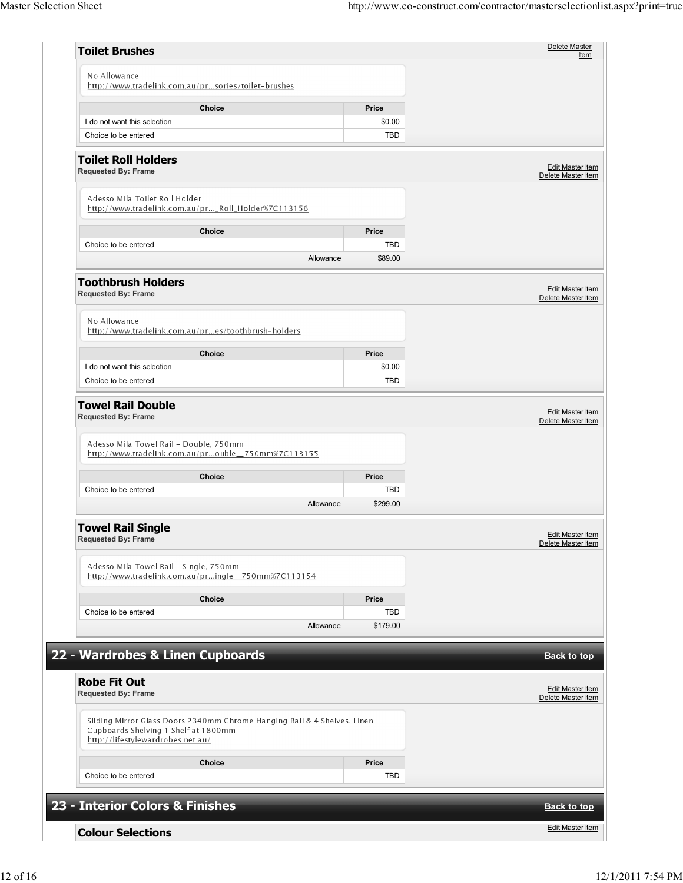### Toilet Brushes

Delete Master Item

No Allowance
http://www.tradelink.com.au/pr...sories/toilet-brushes

| Choice | Price |
|---|---|
| I do not want this selection | $0.00 |
| Choice to be entered | TBD |

### Toilet Roll Holders

**Requested By: Frame**

Edit Master Item
Delete Master Item

Adesso Mila Toilet Roll Holder
http://www.tradelink.com.au/pr..._Roll_Holder%7C113156

| Choice | Price |
|---|---|
| Choice to be entered | TBD |
| Allowance | $89.00 |

### Toothbrush Holders

**Requested By: Frame**

Edit Master Item
Delete Master Item

No Allowance
http://www.tradelink.com.au/pr...es/toothbrush-holders

| Choice | Price |
|---|---|
| I do not want this selection | $0.00 |
| Choice to be entered | TBD |

### Towel Rail Double

**Requested By: Frame**

Edit Master Item
Delete Master Item

Adesso Mila Towel Rail - Double, 750mm
http://www.tradelink.com.au/pr...ouble__750mm%7C113155

| Choice | Price |
|---|---|
| Choice to be entered | TBD |
| Allowance | $299.00 |

### Towel Rail Single

**Requested By: Frame**

Edit Master Item
Delete Master Item

Adesso Mila Towel Rail - Single, 750mm
http://www.tradelink.com.au/pr...ingle__750mm%7C113154

| Choice | Price |
|---|---|
| Choice to be entered | TBD |
| Allowance | $179.00 |

## 22 - Wardrobes & Linen Cupboards

Back to top

### Robe Fit Out

**Requested By: Frame**

Edit Master Item
Delete Master Item

Sliding Mirror Glass Doors 2340mm Chrome Hanging Rail & 4 Shelves. Linen Cupboards Shelving 1 Shelf at 1800mm.
http://lifestylewardrobes.net.au/

| Choice | Price |
|---|---|
| Choice to be entered | TBD |

## 23 - Interior Colors & Finishes

Back to top

### Colour Selections

Edit Master Item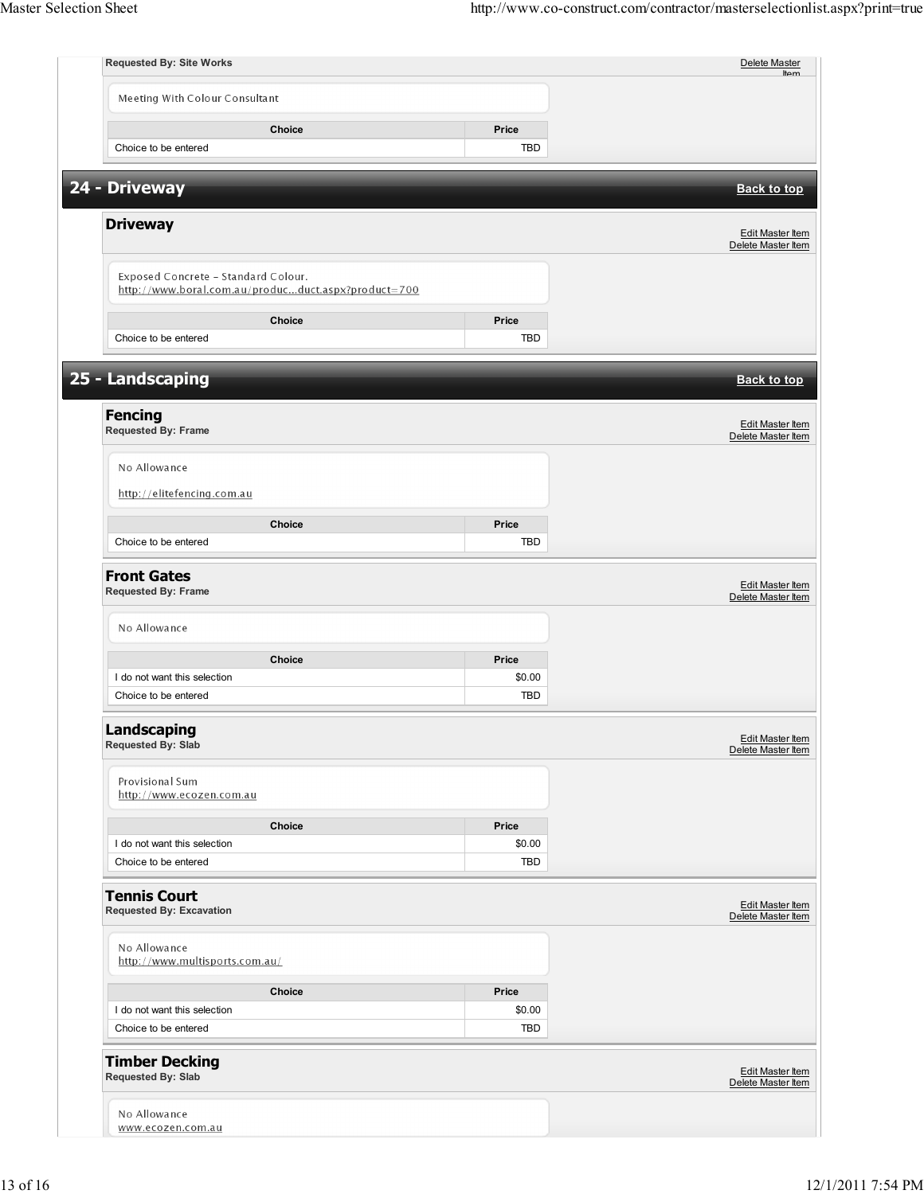**Requested By: Site Works**

Delete Master Item

Meeting With Colour Consultant

| Choice | Price |
| --- | --- |
| Choice to be entered | TBD |

## 24 - Driveway

Back to top

### Driveway

Edit Master Item
Delete Master Item

Exposed Concrete - Standard Colour.
http://www.boral.com.au/produc...duct.aspx?product=700

| Choice | Price |
| --- | --- |
| Choice to be entered | TBD |

## 25 - Landscaping

Back to top

### Fencing

**Requested By: Frame**

Edit Master Item
Delete Master Item

No Allowance

http://elitefencing.com.au

| Choice | Price |
| --- | --- |
| Choice to be entered | TBD |

### Front Gates

**Requested By: Frame**

Edit Master Item
Delete Master Item

No Allowance

| Choice | Price |
| --- | --- |
| I do not want this selection | $0.00 |
| Choice to be entered | TBD |

### Landscaping

**Requested By: Slab**

Edit Master Item
Delete Master Item

Provisional Sum
http://www.ecozen.com.au

| Choice | Price |
| --- | --- |
| I do not want this selection | $0.00 |
| Choice to be entered | TBD |

### Tennis Court

**Requested By: Excavation**

Edit Master Item
Delete Master Item

No Allowance
http://www.multisports.com.au/

| Choice | Price |
| --- | --- |
| I do not want this selection | $0.00 |
| Choice to be entered | TBD |

### Timber Decking

**Requested By: Slab**

Edit Master Item
Delete Master Item

No Allowance
www.ecozen.com.au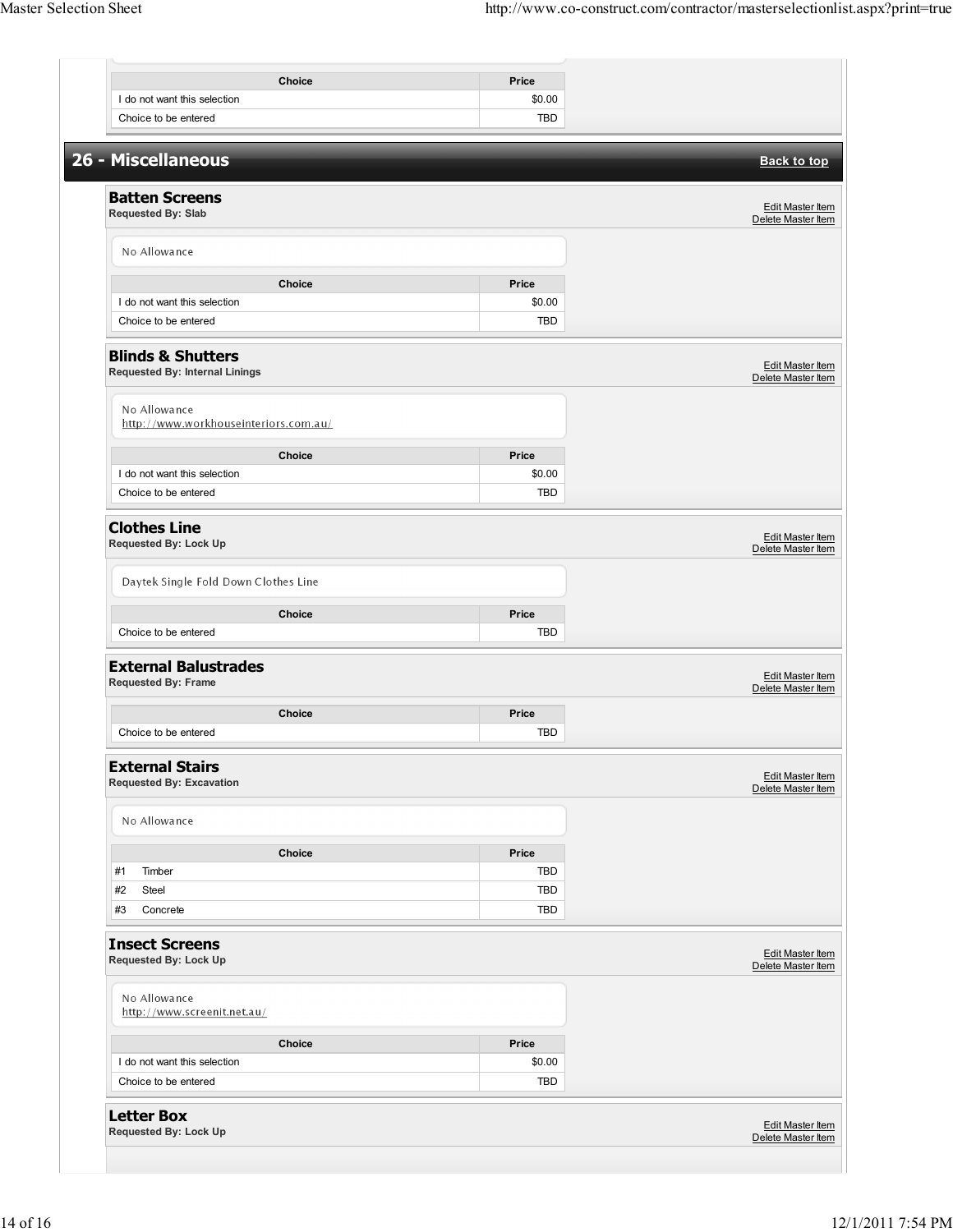| Choice | Price |
| --- | --- |
| I do not want this selection | $0.00 |
| Choice to be entered | TBD |

## 26 - Miscellaneous

Back to top

### Batten Screens
**Requested By: Slab**

Edit Master Item
Delete Master Item

No Allowance

| Choice | Price |
| --- | --- |
| I do not want this selection | $0.00 |
| Choice to be entered | TBD |

### Blinds & Shutters
**Requested By: Internal Linings**

Edit Master Item
Delete Master Item

No Allowance
http://www.workhouseinteriors.com.au/

| Choice | Price |
| --- | --- |
| I do not want this selection | $0.00 |
| Choice to be entered | TBD |

### Clothes Line
**Requested By: Lock Up**

Edit Master Item
Delete Master Item

Daytek Single Fold Down Clothes Line

| Choice | Price |
| --- | --- |
| Choice to be entered | TBD |

### External Balustrades
**Requested By: Frame**

Edit Master Item
Delete Master Item

| Choice | Price |
| --- | --- |
| Choice to be entered | TBD |

### External Stairs
**Requested By: Excavation**

Edit Master Item
Delete Master Item

No Allowance

| Choice | Price |
| --- | --- |
| #1 Timber | TBD |
| #2 Steel | TBD |
| #3 Concrete | TBD |

### Insect Screens
**Requested By: Lock Up**

Edit Master Item
Delete Master Item

No Allowance
http://www.screenit.net.au/

| Choice | Price |
| --- | --- |
| I do not want this selection | $0.00 |
| Choice to be entered | TBD |

### Letter Box
**Requested By: Lock Up**

Edit Master Item
Delete Master Item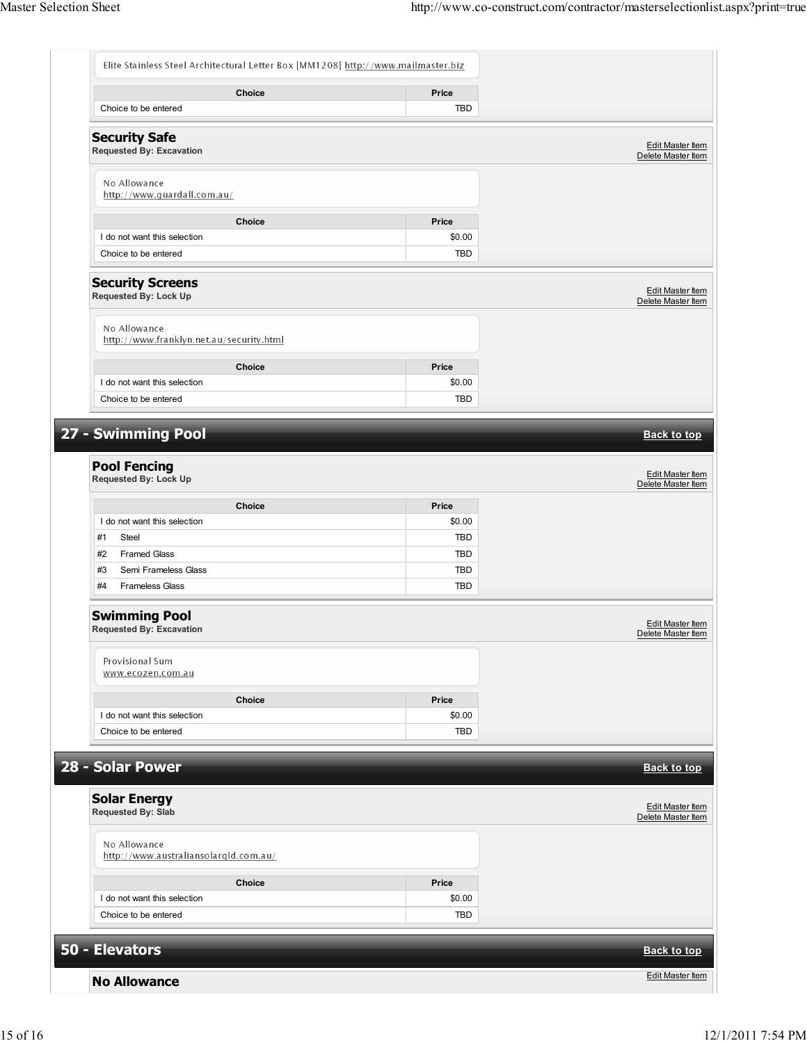Elite Stainless Steel Architectural Letter Box [MM1208] http://www.mailmaster.biz

| Choice | Price |
| --- | --- |
| Choice to be entered | TBD |

### Security Safe
**Requested By: Excavation**

Edit Master Item
Delete Master Item

No Allowance
http://www.guardall.com.au/

| Choice | Price |
| --- | --- |
| I do not want this selection | $0.00 |
| Choice to be entered | TBD |

### Security Screens
**Requested By: Lock Up**

Edit Master Item
Delete Master Item

No Allowance
http://www.franklyn.net.au/security.html

| Choice | Price |
| --- | --- |
| I do not want this selection | $0.00 |
| Choice to be entered | TBD |

## 27 - Swimming Pool

Back to top

### Pool Fencing
**Requested By: Lock Up**

Edit Master Item
Delete Master Item

| Choice | Price |
| --- | --- |
| I do not want this selection | $0.00 |
| #1 Steel | TBD |
| #2 Framed Glass | TBD |
| #3 Semi Frameless Glass | TBD |
| #4 Frameless Glass | TBD |

### Swimming Pool
**Requested By: Excavation**

Edit Master Item
Delete Master Item

Provisional Sum
www.ecozen.com.au

| Choice | Price |
| --- | --- |
| I do not want this selection | $0.00 |
| Choice to be entered | TBD |

## 28 - Solar Power

Back to top

### Solar Energy
**Requested By: Slab**

Edit Master Item
Delete Master Item

No Allowance
http://www.australiansolarqld.com.au/

| Choice | Price |
| --- | --- |
| I do not want this selection | $0.00 |
| Choice to be entered | TBD |

## 50 - Elevators

Back to top

### No Allowance

Edit Master Item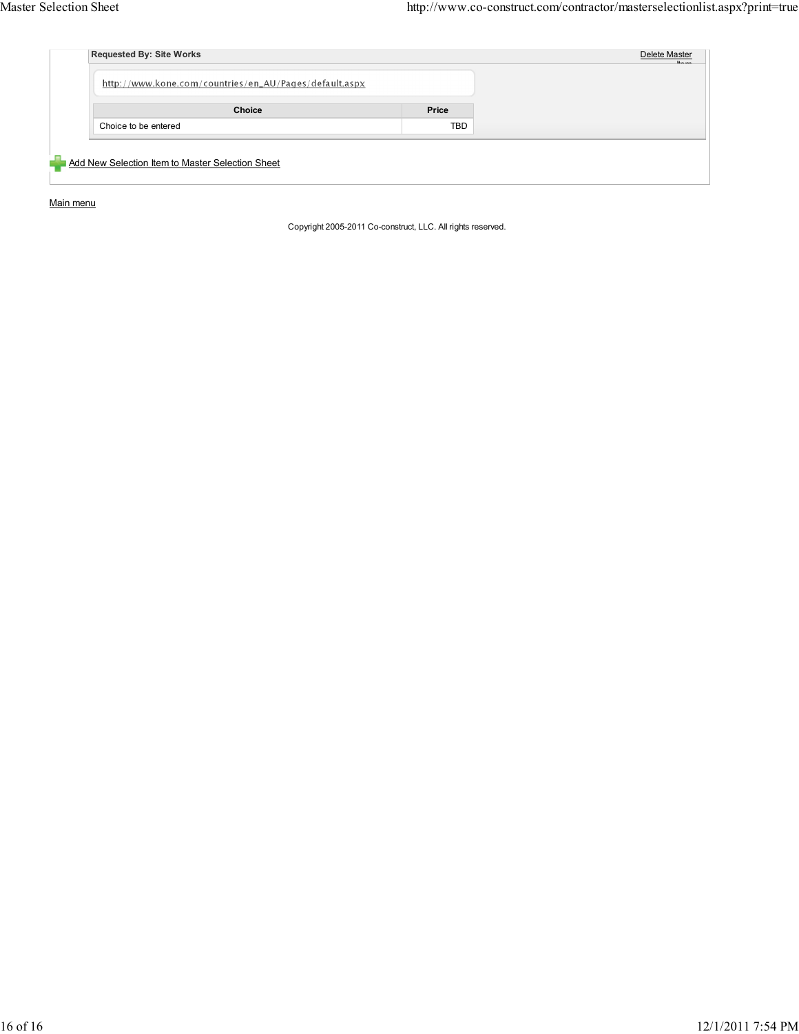**Requested By: Site Works** Delete Master Item

http://www.kone.com/countries/en_AU/Pages/default.aspx

| Choice | Price |
|---|---|
| Choice to be entered | TBD |

Add New Selection Item to Master Selection Sheet

Main menu

Copyright 2005-2011 Co-construct, LLC. All rights reserved.